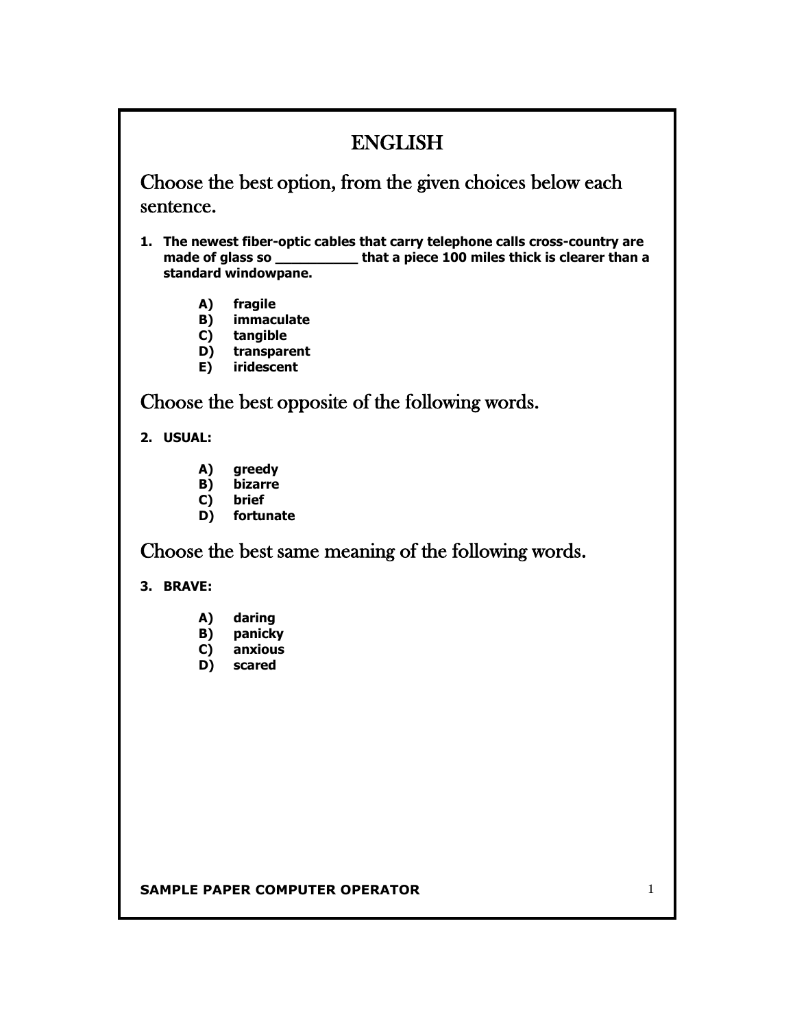# ENGLISH

## Choose the best option, from the given choices below each sentence.

**1. The newest fiber-optic cables that carry telephone calls cross-country are made of glass so __________ that a piece 100 miles thick is clearer than a standard windowpane.**

- **A) fragile**
- **B) immaculate**
- **C) tangible**
- **D) transparent**
- **E) iridescent**

## Choose the best opposite of the following words.

**2. USUAL:**

- **A) greedy**
- **B) bizarre**
- **C) brief**
- **D) fortunate**

## Choose the best same meaning of the following words.

**3. BRAVE:**

- **A) daring**
- **B) panicky**
- **C) anxious**
- **D) scared**

**SAMPLE PAPER COMPUTER OPERATOR**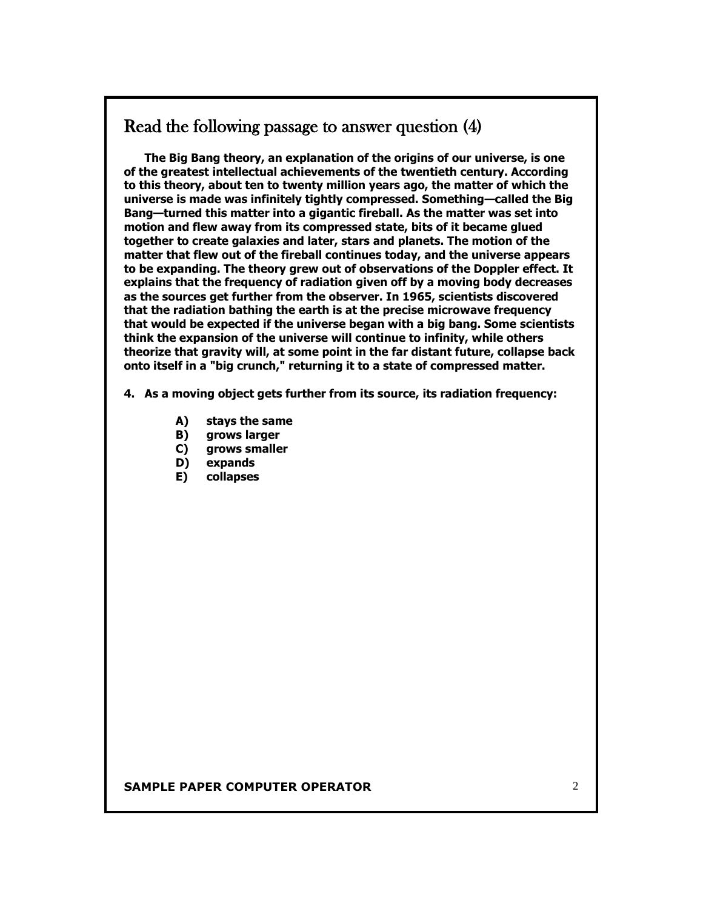## Read the following passage to answer question (4)

**The Big Bang theory, an explanation of the origins of our universe, is one of the greatest intellectual achievements of the twentieth century. According to this theory, about ten to twenty million years ago, the matter of which the universe is made was infinitely tightly compressed. Something—called the Big Bang—turned this matter into a gigantic fireball. As the matter was set into motion and flew away from its compressed state, bits of it became glued together to create galaxies and later, stars and planets. The motion of the matter that flew out of the fireball continues today, and the universe appears to be expanding. The theory grew out of observations of the Doppler effect. It explains that the frequency of radiation given off by a moving body decreases as the sources get further from the observer. In 1965, scientists discovered that the radiation bathing the earth is at the precise microwave frequency that would be expected if the universe began with a big bang. Some scientists think the expansion of the universe will continue to infinity, while others theorize that gravity will, at some point in the far distant future, collapse back onto itself in a "big crunch," returning it to a state of compressed matter.**

**4. As a moving object gets further from its source, its radiation frequency:**

- **A) stays the same**
- **B) grows larger**
- **C) grows smaller**
- **D) expands**
- **E) collapses**

**SAMPLE PAPER COMPUTER OPERATOR**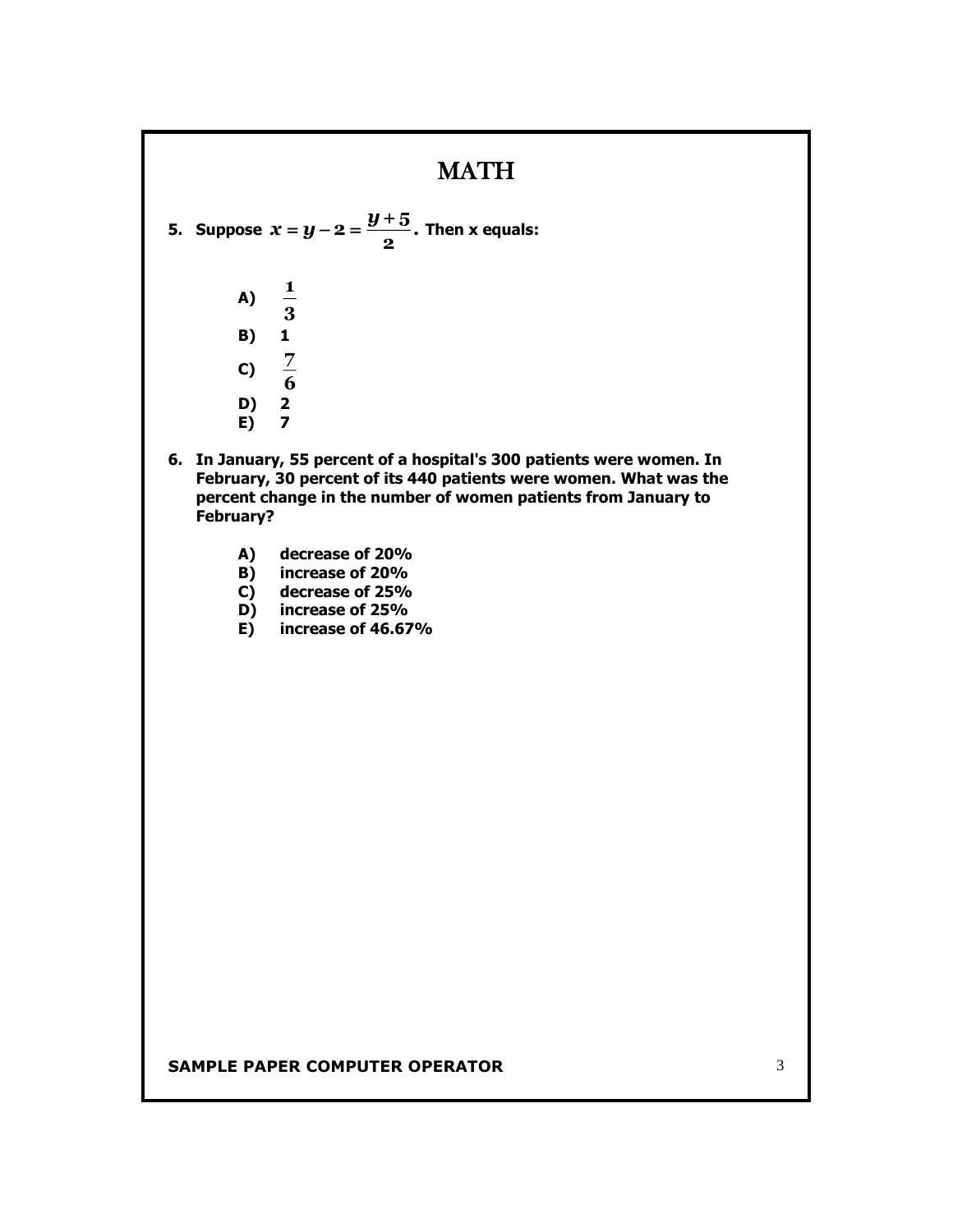# MATH

**5. Suppose $x = y - 2 = \frac{y+5}{2}$. Then x equals:**

- **A)** $\frac{1}{3}$
- **B)** 1
- **C)** $\frac{7}{6}$
- **D)** 2
- **E)** 7

**6. In January, 55 percent of a hospital's 300 patients were women. In February, 30 percent of its 440 patients were women. What was the percent change in the number of women patients from January to February?**

- **A)** decrease of 20%
- **B)** increase of 20%
- **C)** decrease of 25%
- **D)** increase of 25%
- **E)** increase of 46.67%

**SAMPLE PAPER COMPUTER OPERATOR**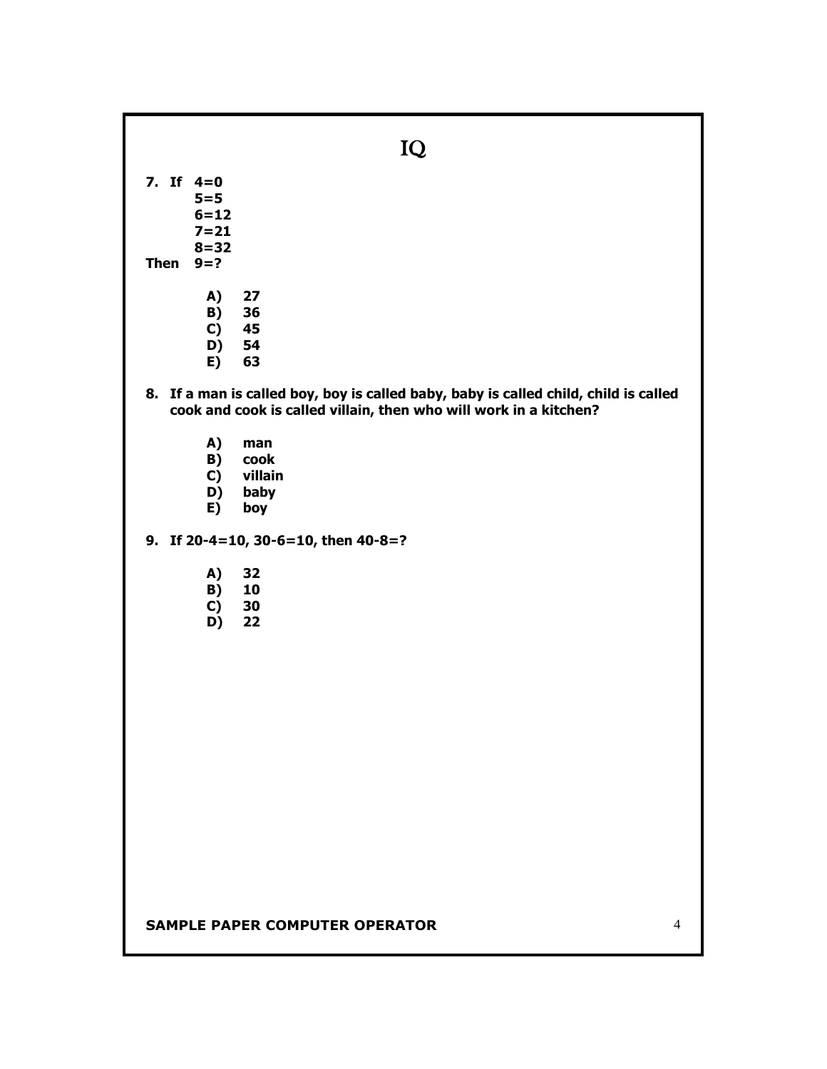# IQ

**7. If 4=0**
**5=5**
**6=12**
**7=21**
**8=32**
**Then 9=?**

- **A) 27**
- **B) 36**
- **C) 45**
- **D) 54**
- **E) 63**

**8. If a man is called boy, boy is called baby, baby is called child, child is called cook and cook is called villain, then who will work in a kitchen?**

- **A) man**
- **B) cook**
- **C) villain**
- **D) baby**
- **E) boy**

**9. If 20-4=10, 30-6=10, then 40-8=?**

- **A) 32**
- **B) 10**
- **C) 30**
- **D) 22**

**SAMPLE PAPER COMPUTER OPERATOR**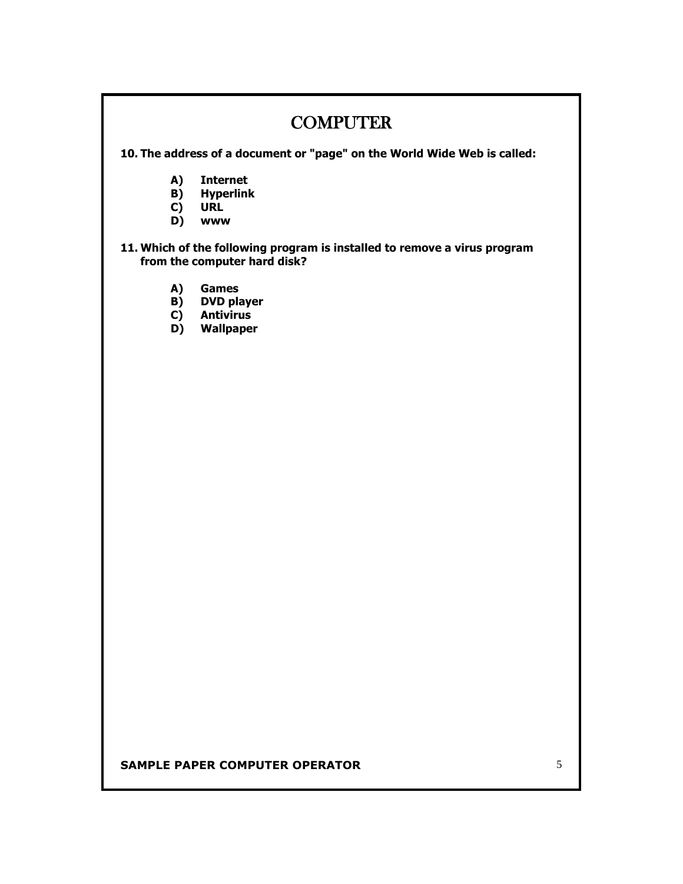# COMPUTER

**10. The address of a document or "page" on the World Wide Web is called:**

- **A) Internet**
- **B) Hyperlink**
- **C) URL**
- **D) www**

**11. Which of the following program is installed to remove a virus program from the computer hard disk?**

- **A) Games**
- **B) DVD player**
- **C) Antivirus**
- **D) Wallpaper**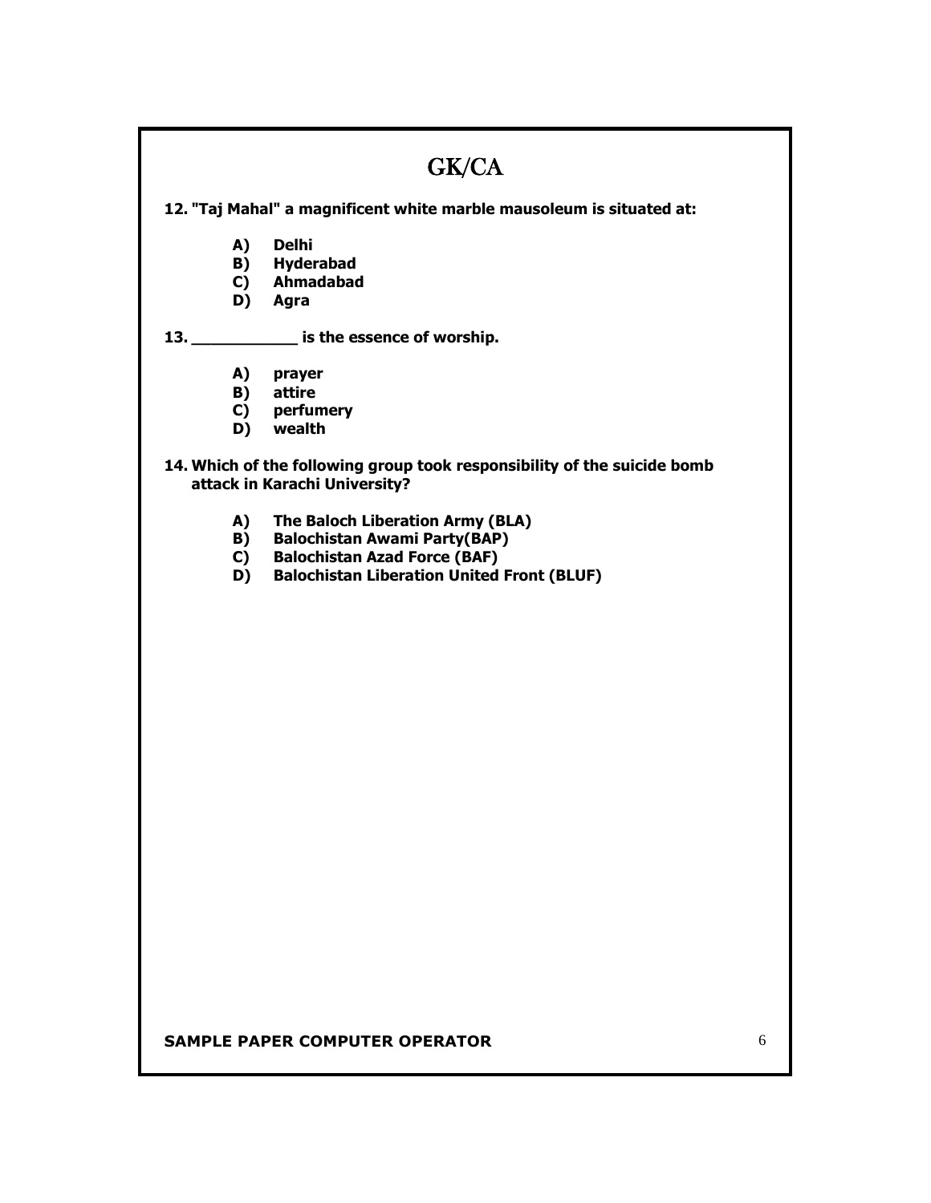# GK/CA

**12. "Taj Mahal" a magnificent white marble mausoleum is situated at:**

- **A) Delhi**
- **B) Hyderabad**
- **C) Ahmadabad**
- **D) Agra**

**13. ___________ is the essence of worship.**

- **A) prayer**
- **B) attire**
- **C) perfumery**
- **D) wealth**

**14. Which of the following group took responsibility of the suicide bomb attack in Karachi University?**

- **A) The Baloch Liberation Army (BLA)**
- **B) Balochistan Awami Party(BAP)**
- **C) Balochistan Azad Force (BAF)**
- **D) Balochistan Liberation United Front (BLUF)**

**SAMPLE PAPER COMPUTER OPERATOR**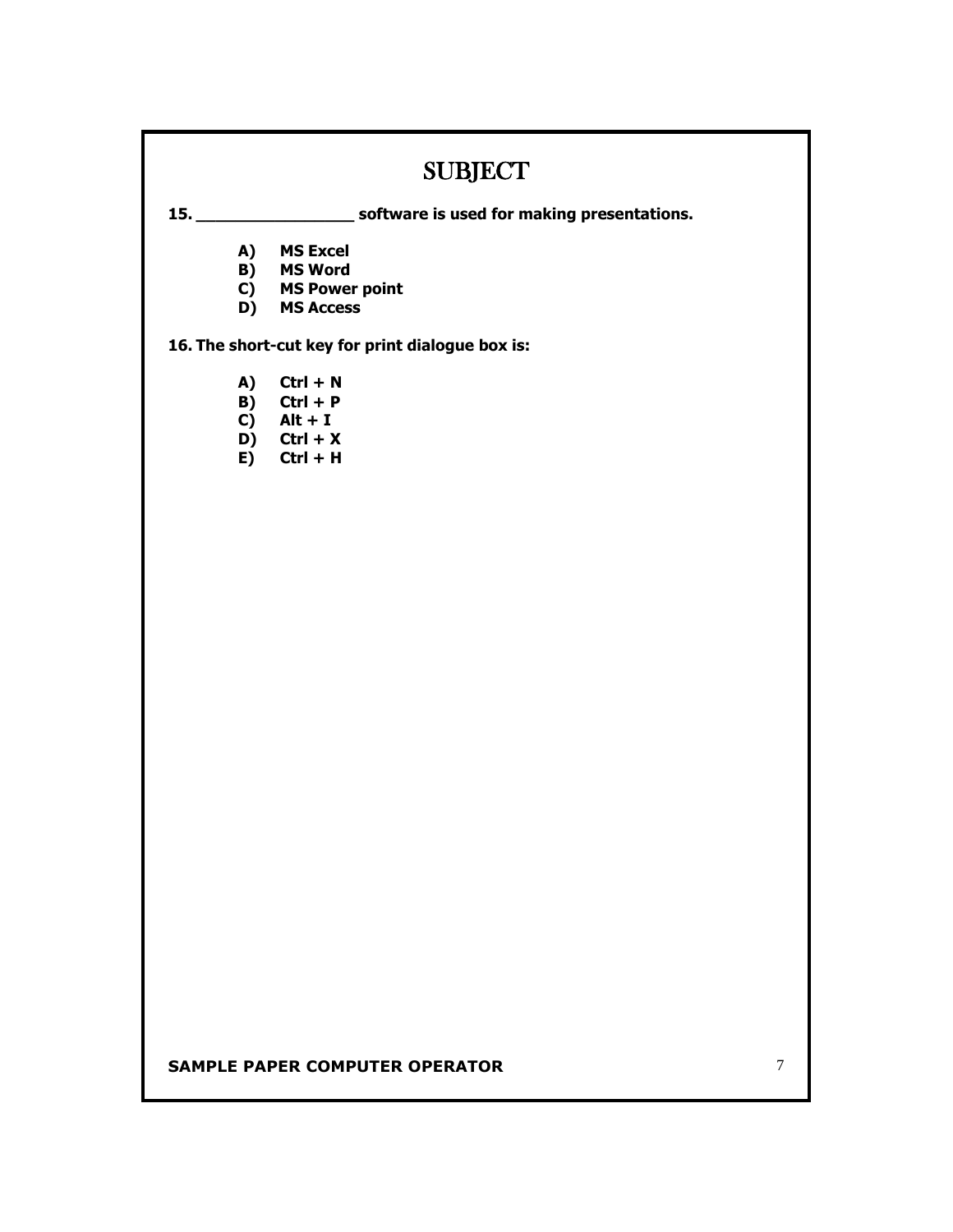# SUBJECT

**15. _________________ software is used for making presentations.**

- **A) MS Excel**
- **B) MS Word**
- **C) MS Power point**
- **D) MS Access**

**16. The short-cut key for print dialogue box is:**

- **A) Ctrl + N**
- **B) Ctrl + P**
- **C) Alt + I**
- **D) Ctrl + X**
- **E) Ctrl + H**

**SAMPLE PAPER COMPUTER OPERATOR**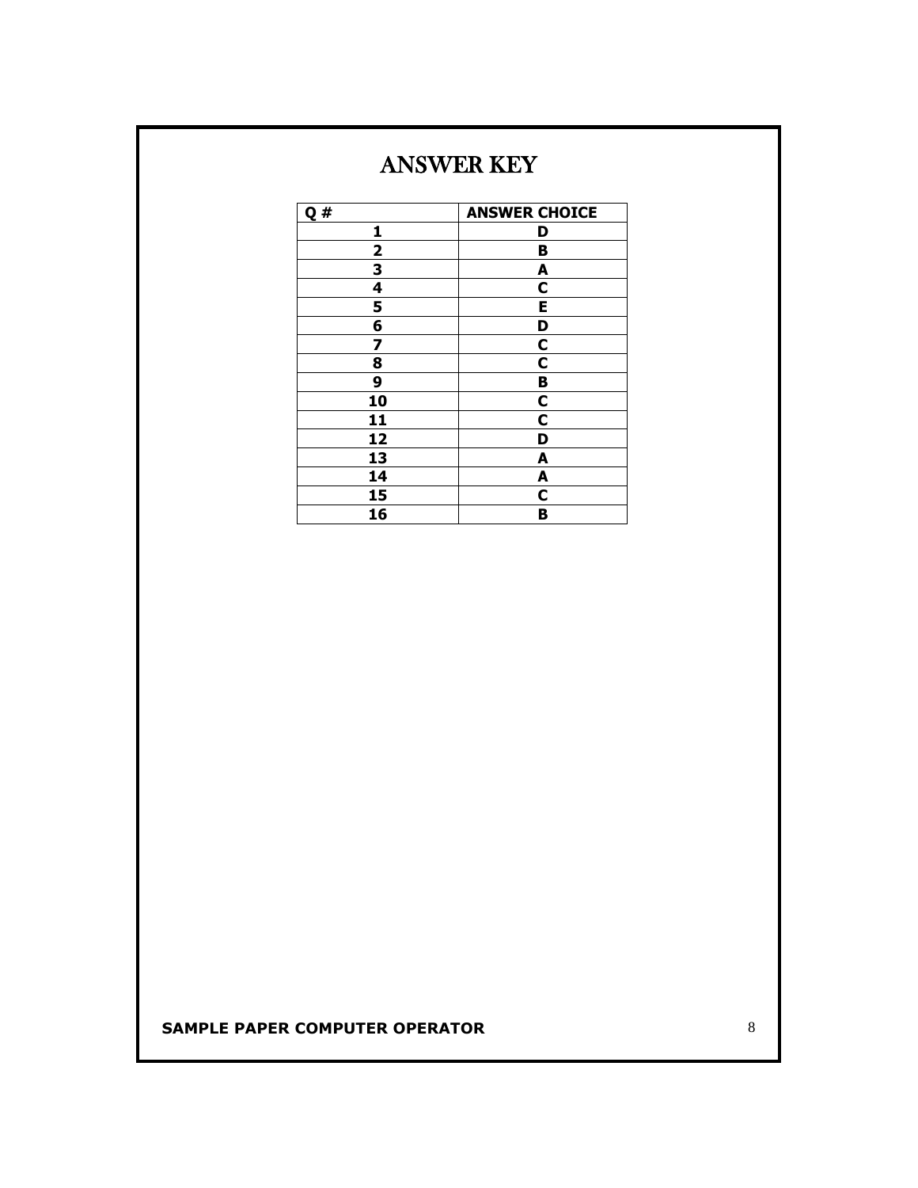# ANSWER KEY

| Q # | ANSWER CHOICE |
|---|---|
| 1 | D |
| 2 | B |
| 3 | A |
| 4 | C |
| 5 | E |
| 6 | D |
| 7 | C |
| 8 | C |
| 9 | B |
| 10 | C |
| 11 | C |
| 12 | D |
| 13 | A |
| 14 | A |
| 15 | C |
| 16 | B |